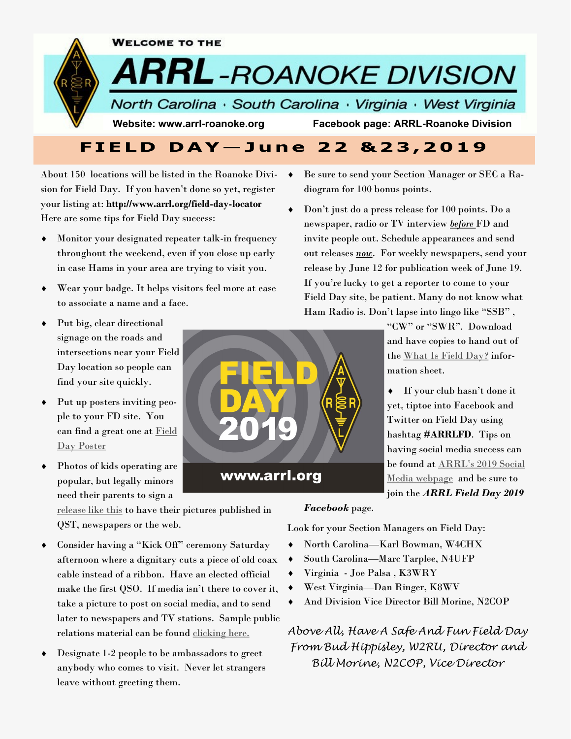WELCOME TO THE

# ARRL-ROANOKE DIVISION

North Carolina · South Carolina · Virginia · West Virginia

**Website: www.arrl-roanoke.org** **Facebook page: ARRL-Roanoke Division**

## FIELD DAY—June 22 &23,2019

About 150 locations will be listed in the Roanoke Division for Field Day. If you haven't done so yet, register your listing at: **http://www.arrl.org/field-day-locator** Here are some tips for Field Day success:

- Monitor your designated repeater talk-in frequency throughout the weekend, even if you close up early in case Hams in your area are trying to visit you.
- Wear your badge. It helps visitors feel more at ease to associate a name and a face.
- Put big, clear directional signage on the roads and intersections near your Field Day location so people can find your site quickly.
- Put up posters inviting people to your FD site. You can find a great one at Field Day Poster
- Photos of kids operating are popular, but legally minors need their parents to sign a release like this to have their pictures published in QST, newspapers or the web.
- Consider having a "Kick Off" ceremony Saturday afternoon where a dignitary cuts a piece of old coax cable instead of a ribbon. Have an elected official make the first QSO. If media isn't there to cover it, take a picture to post on social media, and to send later to newspapers and TV stations. Sample public relations material can be found clicking here.
- Designate 1-2 people to be ambassadors to greet anybody who comes to visit. Never let strangers leave without greeting them.
- Be sure to send your Section Manager or SEC a Radiogram for 100 bonus points.
- Don't just do a press release for 100 points. Do a newspaper, radio or TV interview ***before*** FD and invite people out. Schedule appearances and send out releases ***now***. For weekly newspapers, send your release by June 12 for publication week of June 19. If you're lucky to get a reporter to come to your Field Day site, be patient. Many do not know what Ham Radio is. Don't lapse into lingo like "SSB", "CW" or "SWR". Download and have copies to hand out of the What Is Field Day? information sheet.
- If your club hasn't done it yet, tiptoe into Facebook and Twitter on Field Day using hashtag **#ARRLFD**. Tips on having social media success can be found at ARRL's 2019 Social Media webpage and be sure to join the ***ARRL Field Day 2019 Facebook*** page.

Look for your Section Managers on Field Day:

- North Carolina—Karl Bowman, W4CHX
- South Carolina—Marc Tarplee, N4UFP
- Virginia - Joe Palsa , K3WRY
- West Virginia—Dan Ringer, K8WV
- And Division Vice Director Bill Morine, N2COP

*Above All, Have A Safe And Fun Field Day*
*From Bud Hippisley, W2RU, Director and*
*Bill Morine, N2COP, Vice Director*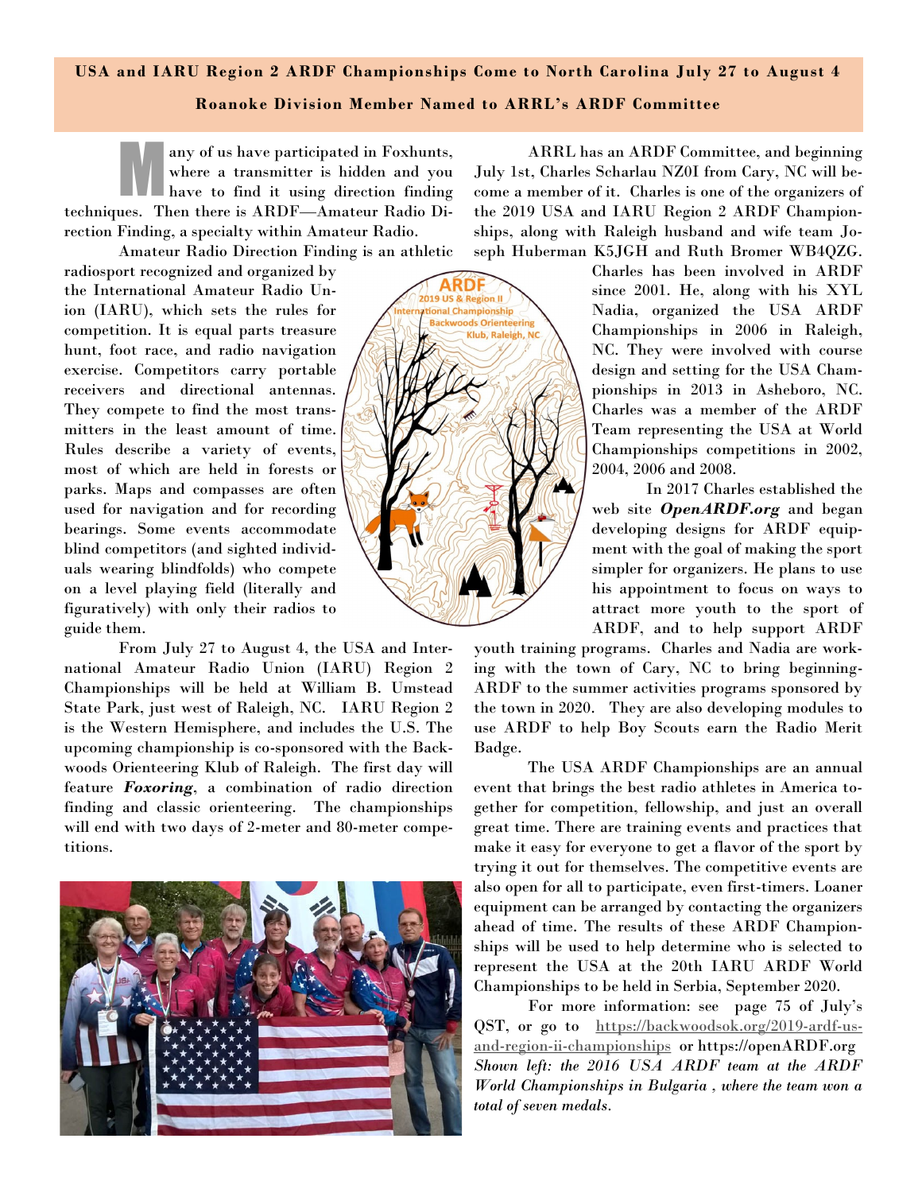## USA and IARU Region 2 ARDF Championships Come to North Carolina July 27 to August 4

## Roanoke Division Member Named to ARRL's ARDF Committee

Many of us have participated in Foxhunts, where a transmitter is hidden and you have to find it using direction finding techniques. Then there is ARDF—Amateur Radio Direction Finding, a specialty within Amateur Radio.

Amateur Radio Direction Finding is an athletic radiosport recognized and organized by the International Amateur Radio Union (IARU), which sets the rules for competition. It is equal parts treasure hunt, foot race, and radio navigation exercise. Competitors carry portable receivers and directional antennas. They compete to find the most transmitters in the least amount of time. Rules describe a variety of events, most of which are held in forests or parks. Maps and compasses are often used for navigation and for recording bearings. Some events accommodate blind competitors (and sighted individuals wearing blindfolds) who compete on a level playing field (literally and figuratively) with only their radios to guide them.

From July 27 to August 4, the USA and International Amateur Radio Union (IARU) Region 2 Championships will be held at William B. Umstead State Park, just west of Raleigh, NC. IARU Region 2 is the Western Hemisphere, and includes the U.S. The upcoming championship is co-sponsored with the Backwoods Orienteering Klub of Raleigh. The first day will feature ***Foxoring***, a combination of radio direction finding and classic orienteering. The championships will end with two days of 2-meter and 80-meter competitions.

ARRL has an ARDF Committee, and beginning July 1st, Charles Scharlau NZ0I from Cary, NC will become a member of it. Charles is one of the organizers of the 2019 USA and IARU Region 2 ARDF Championships, along with Raleigh husband and wife team Joseph Huberman K5JGH and Ruth Bromer WB4QZG. Charles has been involved in ARDF since 2001. He, along with his XYL Nadia, organized the USA ARDF Championships in 2006 in Raleigh, NC. They were involved with course design and setting for the USA Championships in 2013 in Asheboro, NC. Charles was a member of the ARDF Team representing the USA at World Championships competitions in 2002, 2004, 2006 and 2008.

In 2017 Charles established the web site ***OpenARDF.org*** and began developing designs for ARDF equipment with the goal of making the sport simpler for organizers. He plans to use his appointment to focus on ways to attract more youth to the sport of ARDF, and to help support ARDF youth training programs. Charles and Nadia are working with the town of Cary, NC to bring beginning-ARDF to the summer activities programs sponsored by the town in 2020. They are also developing modules to use ARDF to help Boy Scouts earn the Radio Merit Badge.

The USA ARDF Championships are an annual event that brings the best radio athletes in America together for competition, fellowship, and just an overall great time. There are training events and practices that make it easy for everyone to get a flavor of the sport by trying it out for themselves. The competitive events are also open for all to participate, even first-timers. Loaner equipment can be arranged by contacting the organizers ahead of time. The results of these ARDF Championships will be used to help determine who is selected to represent the USA at the 20th IARU ARDF World Championships to be held in Serbia, September 2020.

For more information: see page 75 of July's QST, or go to https://backwoodsok.org/2019-ardf-us-and-region-ii-championships or https://openARDF.org

*Shown left: the 2016 USA ARDF team at the ARDF World Championships in Bulgaria , where the team won a total of seven medals.*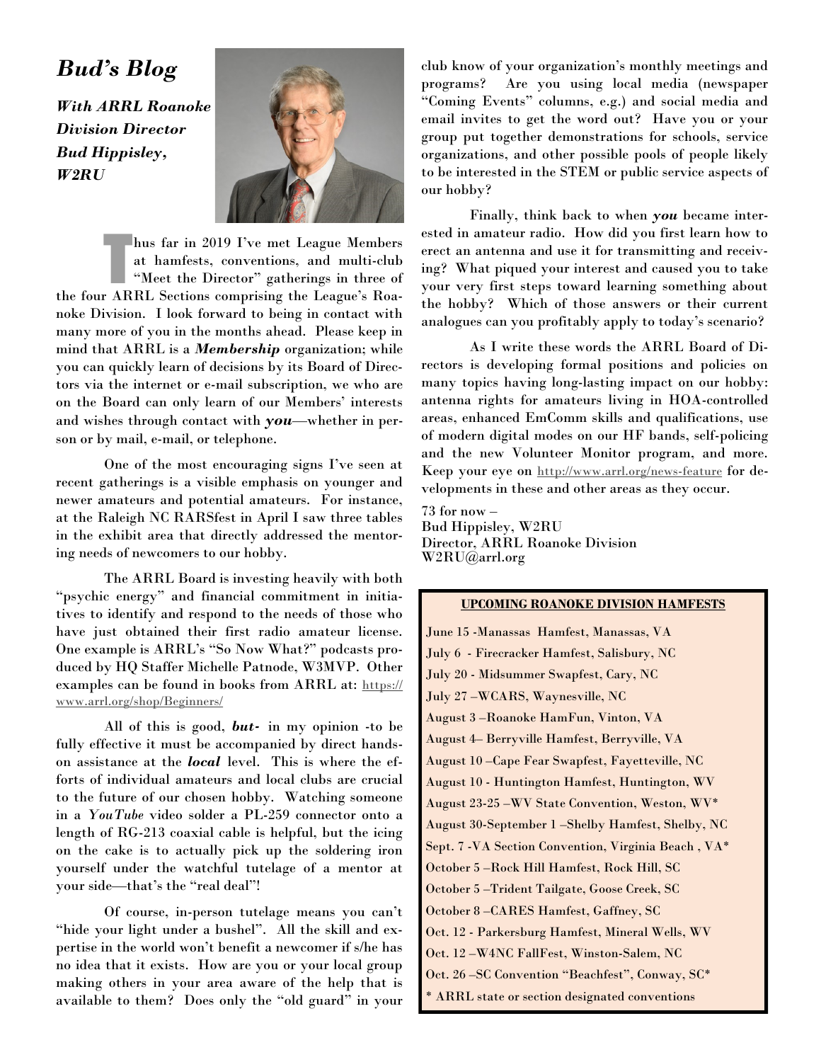# *Bud's Blog*

***With ARRL Roanoke Division Director Bud Hippisley, W2RU***

Thus far in 2019 I've met League Members at hamfests, conventions, and multi-club "Meet the Director" gatherings in three of the four ARRL Sections comprising the League's Roanoke Division. I look forward to being in contact with many more of you in the months ahead. Please keep in mind that ARRL is a ***Membership*** organization; while you can quickly learn of decisions by its Board of Directors via the internet or e-mail subscription, we who are on the Board can only learn of our Members' interests and wishes through contact with ***you***—whether in person or by mail, e-mail, or telephone.

One of the most encouraging signs I've seen at recent gatherings is a visible emphasis on younger and newer amateurs and potential amateurs. For instance, at the Raleigh NC RARSfest in April I saw three tables in the exhibit area that directly addressed the mentoring needs of newcomers to our hobby.

The ARRL Board is investing heavily with both "psychic energy" and financial commitment in initiatives to identify and respond to the needs of those who have just obtained their first radio amateur license. One example is ARRL's "So Now What?" podcasts produced by HQ Staffer Michelle Patnode, W3MVP. Other examples can be found in books from ARRL at: https://www.arrl.org/shop/Beginners/

All of this is good, ***but-*** in my opinion -to be fully effective it must be accompanied by direct hands-on assistance at the ***local*** level. This is where the efforts of individual amateurs and local clubs are crucial to the future of our chosen hobby. Watching someone in a *YouTube* video solder a PL-259 connector onto a length of RG-213 coaxial cable is helpful, but the icing on the cake is to actually pick up the soldering iron yourself under the watchful tutelage of a mentor at your side—that's the "real deal"!

Of course, in-person tutelage means you can't "hide your light under a bushel". All the skill and expertise in the world won't benefit a newcomer if s/he has no idea that it exists. How are you or your local group making others in your area aware of the help that is available to them? Does only the "old guard" in your club know of your organization's monthly meetings and programs? Are you using local media (newspaper "Coming Events" columns, e.g.) and social media and email invites to get the word out? Have you or your group put together demonstrations for schools, service organizations, and other possible pools of people likely to be interested in the STEM or public service aspects of our hobby?

Finally, think back to when ***you*** became interested in amateur radio. How did you first learn how to erect an antenna and use it for transmitting and receiving? What piqued your interest and caused you to take your very first steps toward learning something about the hobby? Which of those answers or their current analogues can you profitably apply to today's scenario?

As I write these words the ARRL Board of Directors is developing formal positions and policies on many topics having long-lasting impact on our hobby: antenna rights for amateurs living in HOA-controlled areas, enhanced EmComm skills and qualifications, use of modern digital modes on our HF bands, self-policing and the new Volunteer Monitor program, and more. Keep your eye on http://www.arrl.org/news-feature for developments in these and other areas as they occur.

73 for now –
Bud Hippisley, W2RU
Director, ARRL Roanoke Division
W2RU@arrl.org

**UPCOMING ROANOKE DIVISION HAMFESTS**

June 15 -Manassas Hamfest, Manassas, VA
July 6 - Firecracker Hamfest, Salisbury, NC
July 20 - Midsummer Swapfest, Cary, NC
July 27 –WCARS, Waynesville, NC
August 3 –Roanoke HamFun, Vinton, VA
August 4– Berryville Hamfest, Berryville, VA
August 10 –Cape Fear Swapfest, Fayetteville, NC
August 10 - Huntington Hamfest, Huntington, WV
August 23-25 –WV State Convention, Weston, WV*
August 30-September 1 –Shelby Hamfest, Shelby, NC
Sept. 7 -VA Section Convention, Virginia Beach , VA*
October 5 –Rock Hill Hamfest, Rock Hill, SC
October 5 –Trident Tailgate, Goose Creek, SC
October 8 –CARES Hamfest, Gaffney, SC
Oct. 12 - Parkersburg Hamfest, Mineral Wells, WV
Oct. 12 –W4NC FallFest, Winston-Salem, NC
Oct. 26 –SC Convention "Beachfest", Conway, SC*

\* ARRL state or section designated conventions